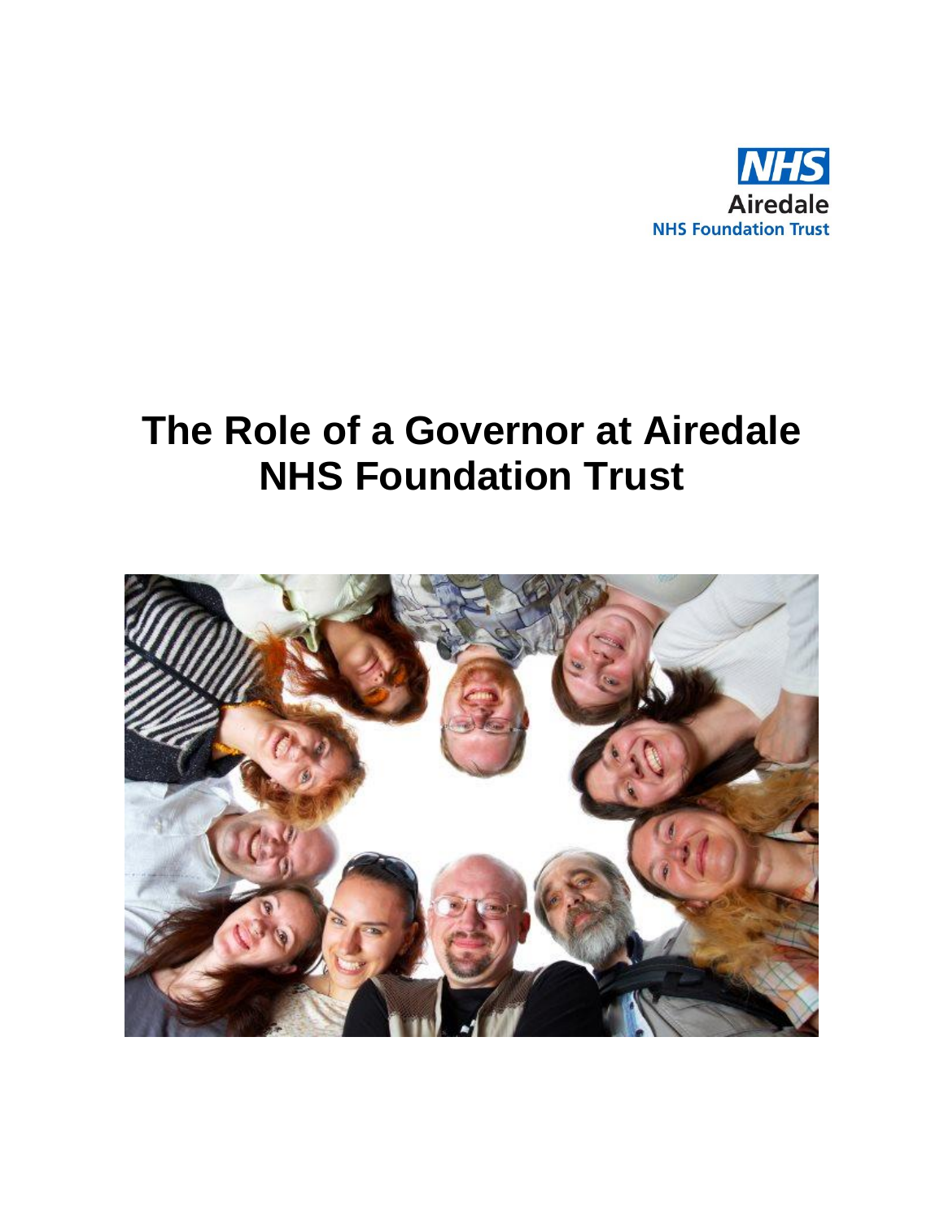NHS
Airedale
NHS Foundation Trust

# The Role of a Governor at Airedale NHS Foundation Trust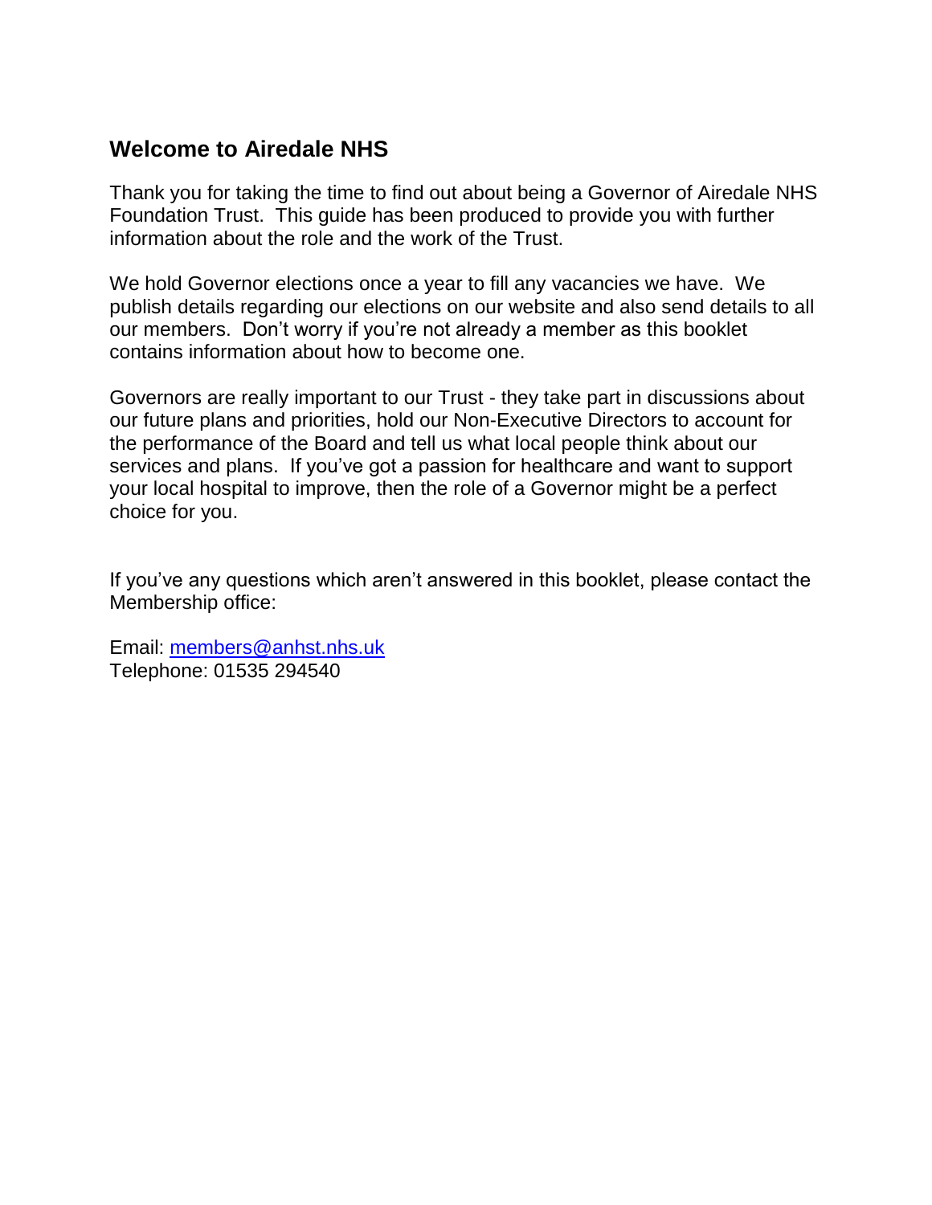## Welcome to Airedale NHS

Thank you for taking the time to find out about being a Governor of Airedale NHS Foundation Trust. This guide has been produced to provide you with further information about the role and the work of the Trust.

We hold Governor elections once a year to fill any vacancies we have. We publish details regarding our elections on our website and also send details to all our members. Don't worry if you're not already a member as this booklet contains information about how to become one.

Governors are really important to our Trust - they take part in discussions about our future plans and priorities, hold our Non-Executive Directors to account for the performance of the Board and tell us what local people think about our services and plans. If you've got a passion for healthcare and want to support your local hospital to improve, then the role of a Governor might be a perfect choice for you.

If you've any questions which aren't answered in this booklet, please contact the Membership office:

Email: [members@anhst.nhs.uk](mailto:members@anhst.nhs.uk)
Telephone: 01535 294540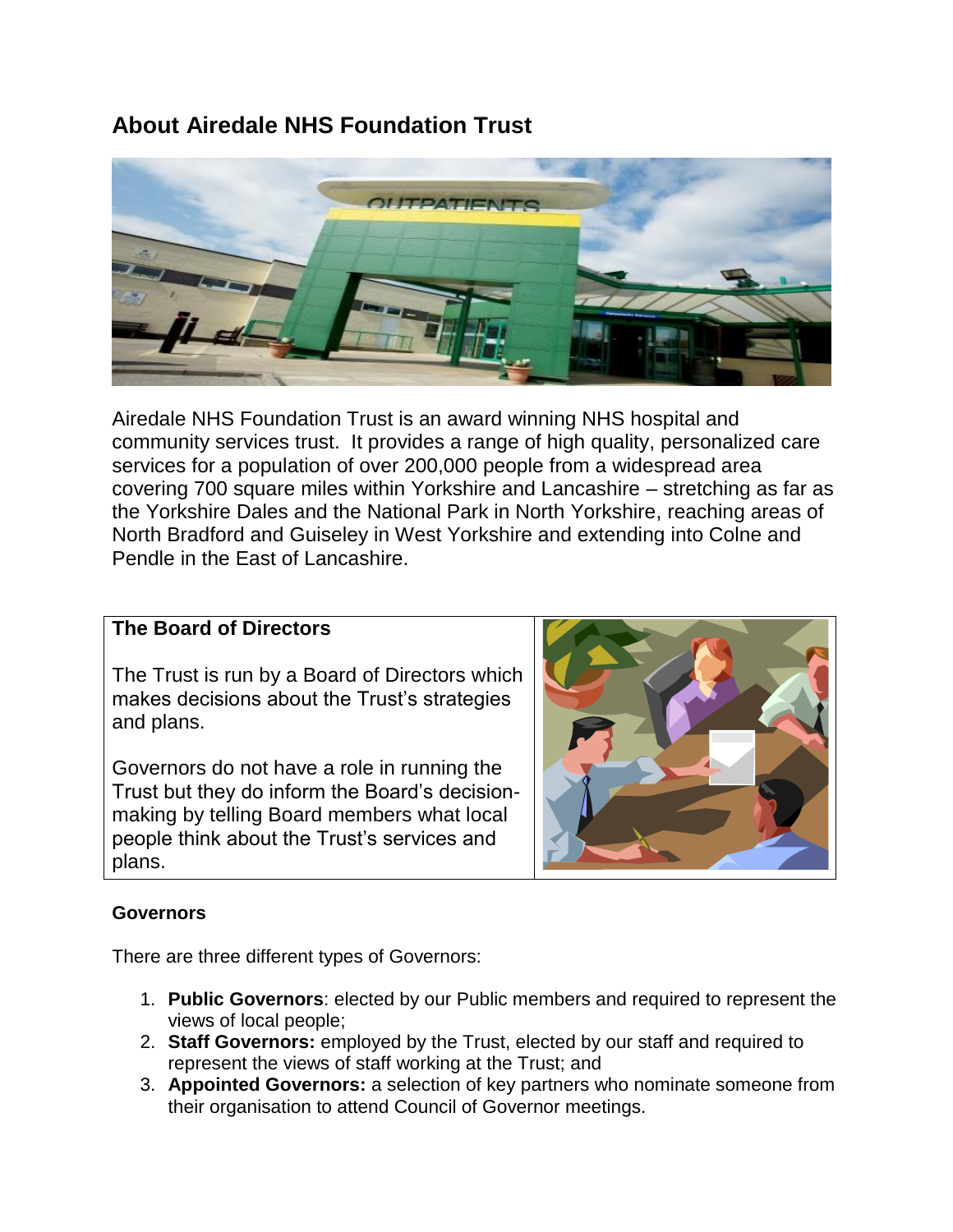# About Airedale NHS Foundation Trust

Airedale NHS Foundation Trust is an award winning NHS hospital and community services trust. It provides a range of high quality, personalized care services for a population of over 200,000 people from a widespread area covering 700 square miles within Yorkshire and Lancashire – stretching as far as the Yorkshire Dales and the National Park in North Yorkshire, reaching areas of North Bradford and Guiseley in West Yorkshire and extending into Colne and Pendle in the East of Lancashire.

## The Board of Directors

The Trust is run by a Board of Directors which makes decisions about the Trust's strategies and plans.

Governors do not have a role in running the Trust but they do inform the Board's decision-making by telling Board members what local people think about the Trust's services and plans.

### Governors

There are three different types of Governors:

1. **Public Governors**: elected by our Public members and required to represent the views of local people;
2. **Staff Governors:** employed by the Trust, elected by our staff and required to represent the views of staff working at the Trust; and
3. **Appointed Governors:** a selection of key partners who nominate someone from their organisation to attend Council of Governor meetings.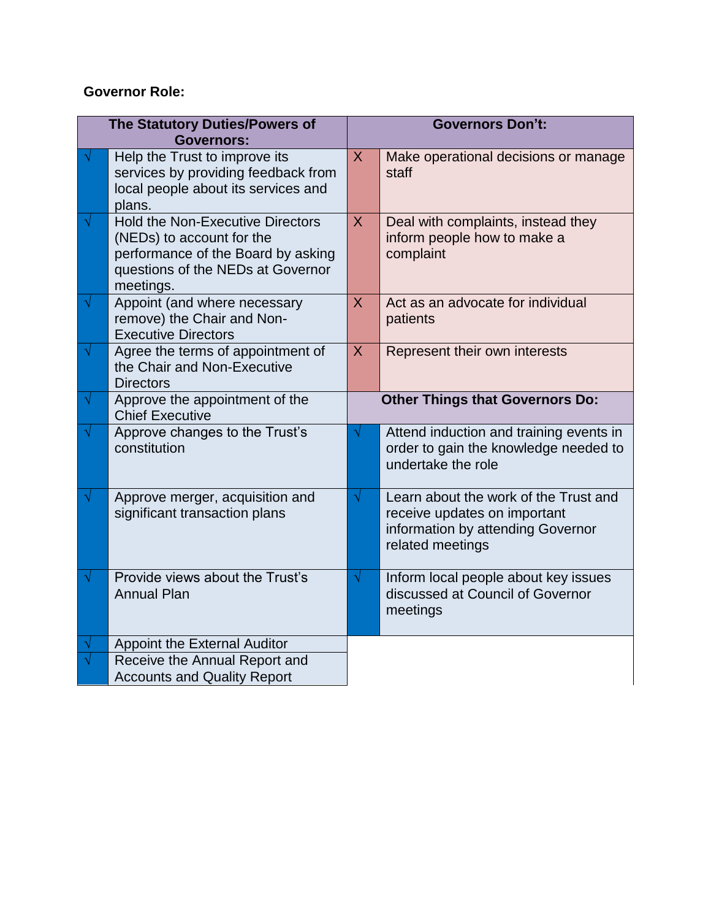**Governor Role:**

| | The Statutory Duties/Powers of Governors: | | Governors Don't: |
|---|---|---|---|
| √ | Help the Trust to improve its services by providing feedback from local people about its services and plans. | X | Make operational decisions or manage staff |
| √ | Hold the Non-Executive Directors (NEDs) to account for the performance of the Board by asking questions of the NEDs at Governor meetings. | X | Deal with complaints, instead they inform people how to make a complaint |
| √ | Appoint (and where necessary remove) the Chair and Non-Executive Directors | X | Act as an advocate for individual patients |
| √ | Agree the terms of appointment of the Chair and Non-Executive Directors | X | Represent their own interests |
| √ | Approve the appointment of the Chief Executive | | **Other Things that Governors Do:** |
| √ | Approve changes to the Trust's constitution | √ | Attend induction and training events in order to gain the knowledge needed to undertake the role |
| √ | Approve merger, acquisition and significant transaction plans | √ | Learn about the work of the Trust and receive updates on important information by attending Governor related meetings |
| √ | Provide views about the Trust's Annual Plan | √ | Inform local people about key issues discussed at Council of Governor meetings |
| √ | Appoint the External Auditor | | |
| √ | Receive the Annual Report and Accounts and Quality Report | | |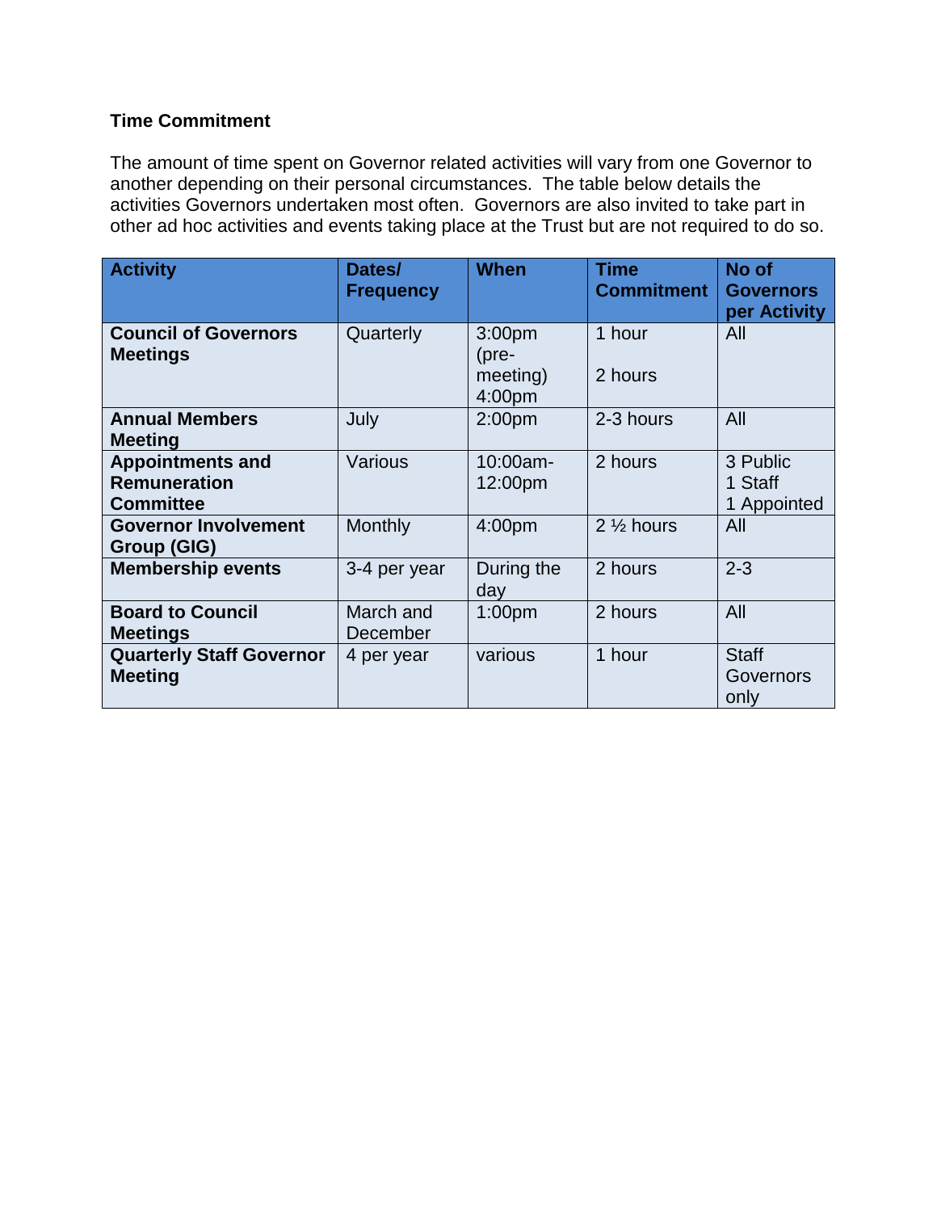**Time Commitment**

The amount of time spent on Governor related activities will vary from one Governor to another depending on their personal circumstances. The table below details the activities Governors undertaken most often. Governors are also invited to take part in other ad hoc activities and events taking place at the Trust but are not required to do so.

| Activity | Dates/ Frequency | When | Time Commitment | No of Governors per Activity |
|---|---|---|---|---|
| **Council of Governors Meetings** | Quarterly | 3:00pm (pre-meeting) 4:00pm | 1 hour<br><br>2 hours | All |
| **Annual Members Meeting** | July | 2:00pm | 2-3 hours | All |
| **Appointments and Remuneration Committee** | Various | 10:00am-12:00pm | 2 hours | 3 Public<br>1 Staff<br>1 Appointed |
| **Governor Involvement Group (GIG)** | Monthly | 4:00pm | 2 ½ hours | All |
| **Membership events** | 3-4 per year | During the day | 2 hours | 2-3 |
| **Board to Council Meetings** | March and December | 1:00pm | 2 hours | All |
| **Quarterly Staff Governor Meeting** | 4 per year | various | 1 hour | Staff Governors only |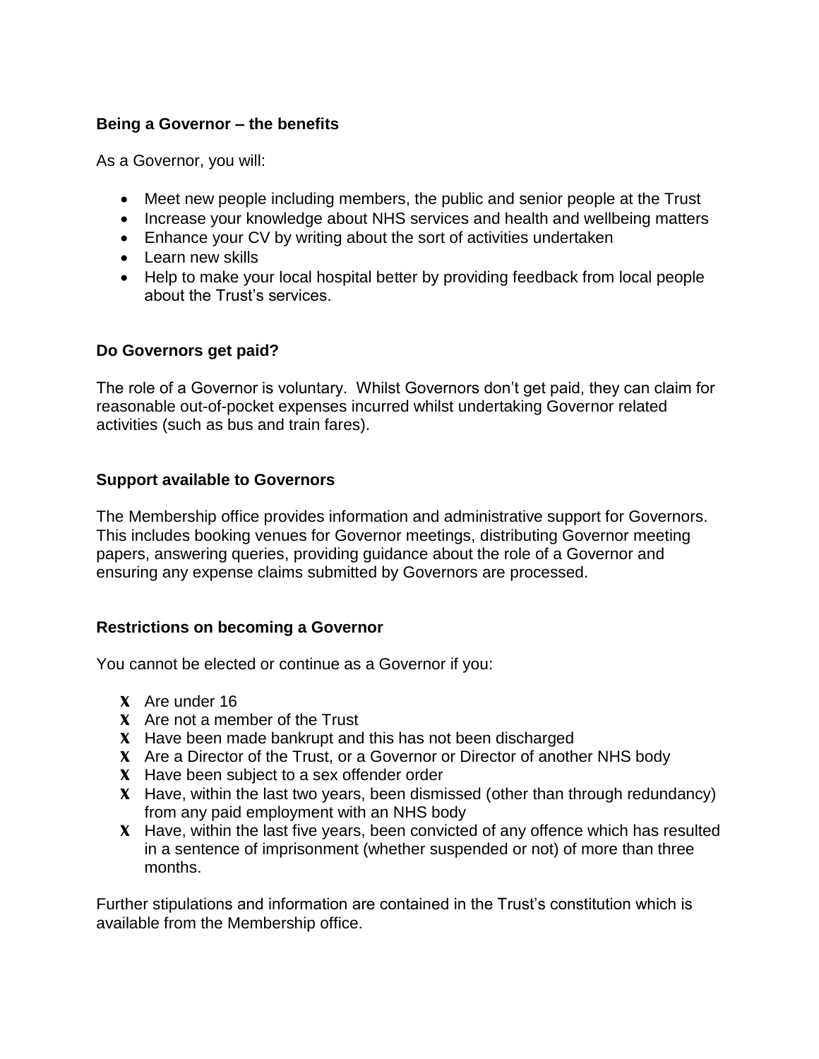**Being a Governor – the benefits**

As a Governor, you will:

- Meet new people including members, the public and senior people at the Trust
- Increase your knowledge about NHS services and health and wellbeing matters
- Enhance your CV by writing about the sort of activities undertaken
- Learn new skills
- Help to make your local hospital better by providing feedback from local people about the Trust's services.

**Do Governors get paid?**

The role of a Governor is voluntary. Whilst Governors don't get paid, they can claim for reasonable out-of-pocket expenses incurred whilst undertaking Governor related activities (such as bus and train fares).

**Support available to Governors**

The Membership office provides information and administrative support for Governors. This includes booking venues for Governor meetings, distributing Governor meeting papers, answering queries, providing guidance about the role of a Governor and ensuring any expense claims submitted by Governors are processed.

**Restrictions on becoming a Governor**

You cannot be elected or continue as a Governor if you:

- ✗ Are under 16
- ✗ Are not a member of the Trust
- ✗ Have been made bankrupt and this has not been discharged
- ✗ Are a Director of the Trust, or a Governor or Director of another NHS body
- ✗ Have been subject to a sex offender order
- ✗ Have, within the last two years, been dismissed (other than through redundancy) from any paid employment with an NHS body
- ✗ Have, within the last five years, been convicted of any offence which has resulted in a sentence of imprisonment (whether suspended or not) of more than three months.

Further stipulations and information are contained in the Trust's constitution which is available from the Membership office.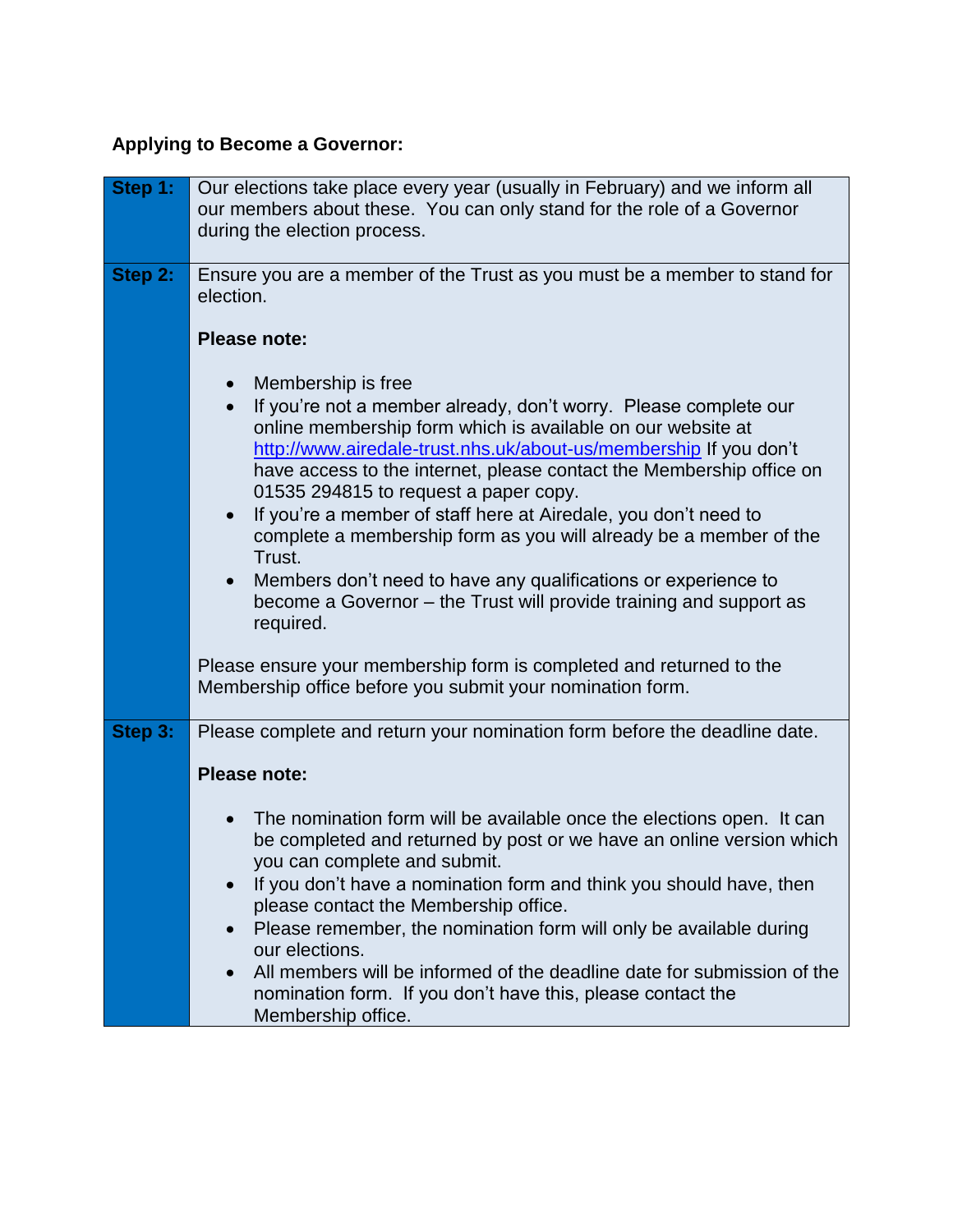**Applying to Become a Governor:**

| | |
|---|---|
| **Step 1:** | Our elections take place every year (usually in February) and we inform all our members about these. You can only stand for the role of a Governor during the election process. |
| **Step 2:** | Ensure you are a member of the Trust as you must be a member to stand for election.<br><br>**Please note:**<br><br>• Membership is free<br>• If you're not a member already, don't worry. Please complete our online membership form which is available on our website at [http://www.airedale-trust.nhs.uk/about-us/membership](http://www.airedale-trust.nhs.uk/about-us/membership) If you don't have access to the internet, please contact the Membership office on 01535 294815 to request a paper copy.<br>• If you're a member of staff here at Airedale, you don't need to complete a membership form as you will already be a member of the Trust.<br>• Members don't need to have any qualifications or experience to become a Governor – the Trust will provide training and support as required.<br><br>Please ensure your membership form is completed and returned to the Membership office before you submit your nomination form. |
| **Step 3:** | Please complete and return your nomination form before the deadline date.<br><br>**Please note:**<br><br>• The nomination form will be available once the elections open. It can be completed and returned by post or we have an online version which you can complete and submit.<br>• If you don't have a nomination form and think you should have, then please contact the Membership office.<br>• Please remember, the nomination form will only be available during our elections.<br>• All members will be informed of the deadline date for submission of the nomination form. If you don't have this, please contact the Membership office. |